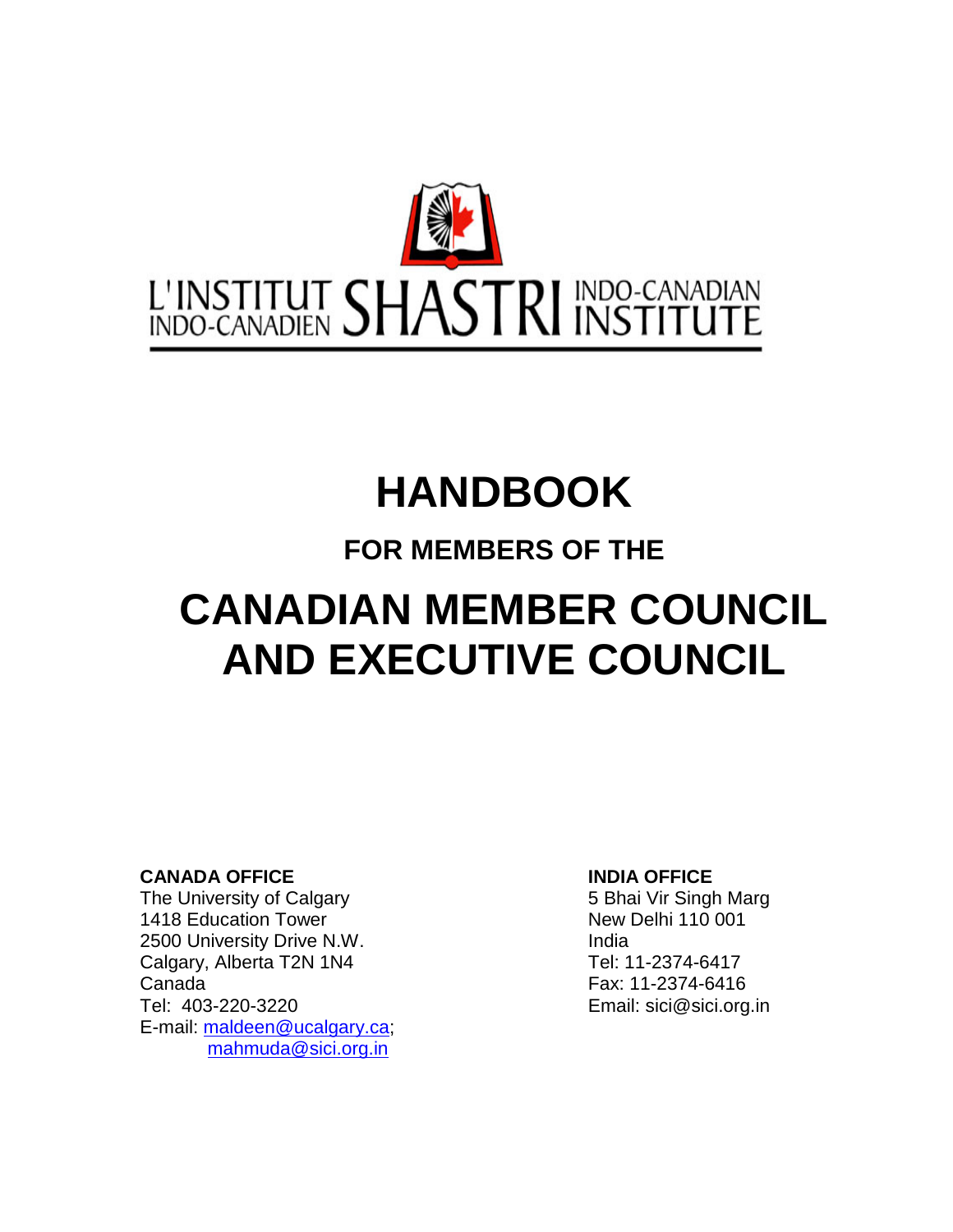L'INSTITUT INDO-CANADIEN SHASTRI INDO-CANADIAN INSTITUTE

# HANDBOOK

## FOR MEMBERS OF THE

# CANADIAN MEMBER COUNCIL AND EXECUTIVE COUNCIL

**CANADA OFFICE**
The University of Calgary
1418 Education Tower
2500 University Drive N.W.
Calgary, Alberta T2N 1N4
Canada
Tel: 403-220-3220
E-mail: maldeen@ucalgary.ca; mahmuda@sici.org.in

**INDIA OFFICE**
5 Bhai Vir Singh Marg
New Delhi 110 001
India
Tel: 11-2374-6417
Fax: 11-2374-6416
Email: sici@sici.org.in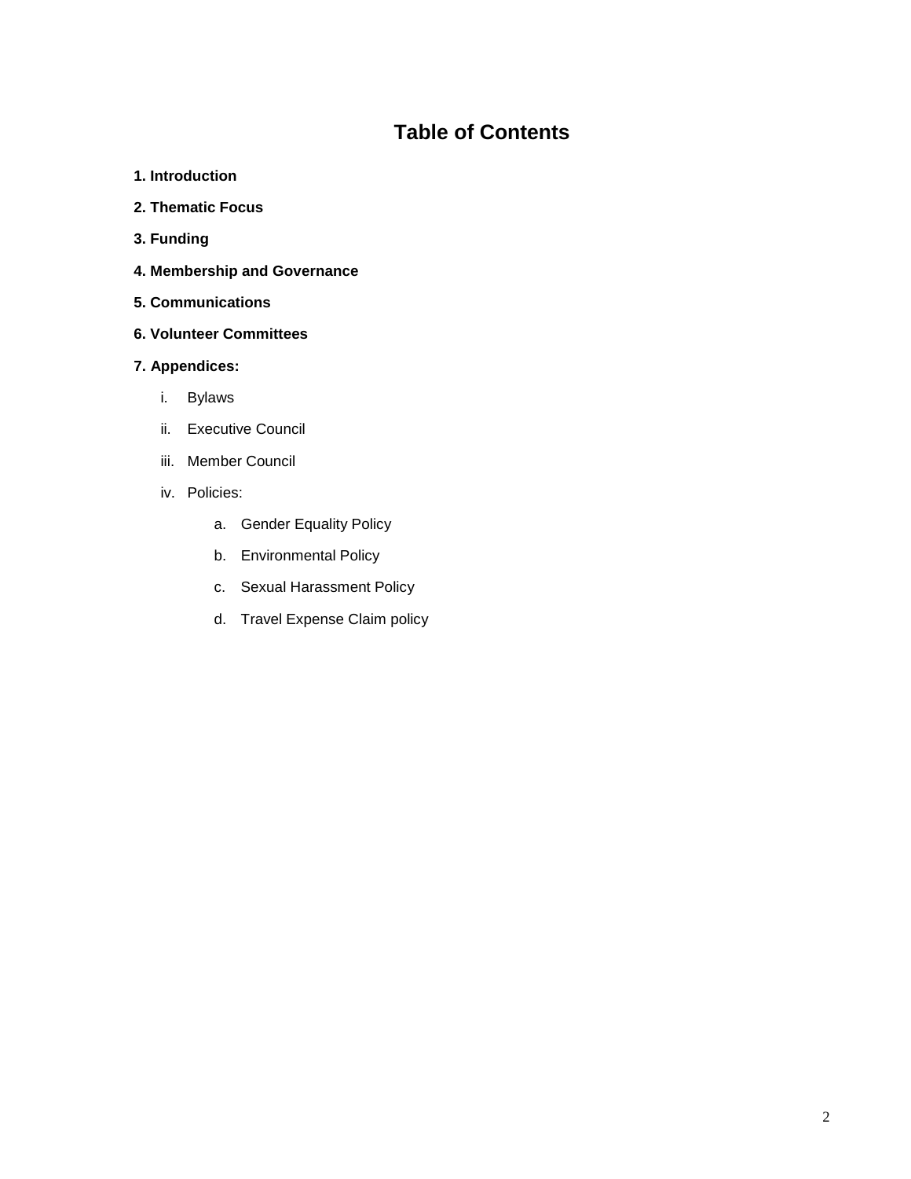# Table of Contents

**1. Introduction**

**2. Thematic Focus**

**3. Funding**

**4. Membership and Governance**

**5. Communications**

**6. Volunteer Committees**

**7. Appendices:**

- i. Bylaws
- ii. Executive Council
- iii. Member Council
- iv. Policies:
  - a. Gender Equality Policy
  - b. Environmental Policy
  - c. Sexual Harassment Policy
  - d. Travel Expense Claim policy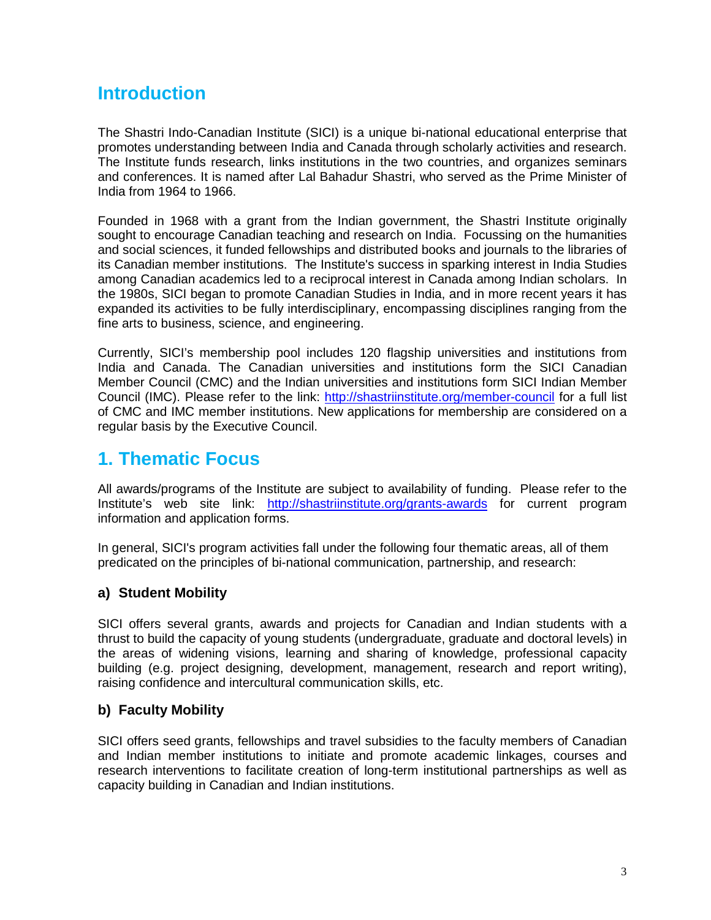# Introduction

The Shastri Indo-Canadian Institute (SICI) is a unique bi-national educational enterprise that promotes understanding between India and Canada through scholarly activities and research. The Institute funds research, links institutions in the two countries, and organizes seminars and conferences. It is named after Lal Bahadur Shastri, who served as the Prime Minister of India from 1964 to 1966.

Founded in 1968 with a grant from the Indian government, the Shastri Institute originally sought to encourage Canadian teaching and research on India. Focussing on the humanities and social sciences, it funded fellowships and distributed books and journals to the libraries of its Canadian member institutions. The Institute's success in sparking interest in India Studies among Canadian academics led to a reciprocal interest in Canada among Indian scholars. In the 1980s, SICI began to promote Canadian Studies in India, and in more recent years it has expanded its activities to be fully interdisciplinary, encompassing disciplines ranging from the fine arts to business, science, and engineering.

Currently, SICI's membership pool includes 120 flagship universities and institutions from India and Canada. The Canadian universities and institutions form the SICI Canadian Member Council (CMC) and the Indian universities and institutions form SICI Indian Member Council (IMC). Please refer to the link: [http://shastriinstitute.org/member-council](http://shastriinstitute.org/member-council) for a full list of CMC and IMC member institutions. New applications for membership are considered on a regular basis by the Executive Council.

# 1. Thematic Focus

All awards/programs of the Institute are subject to availability of funding. Please refer to the Institute's web site link: [http://shastriinstitute.org/grants-awards](http://shastriinstitute.org/grants-awards) for current program information and application forms.

In general, SICI's program activities fall under the following four thematic areas, all of them predicated on the principles of bi-national communication, partnership, and research:

### a) Student Mobility

SICI offers several grants, awards and projects for Canadian and Indian students with a thrust to build the capacity of young students (undergraduate, graduate and doctoral levels) in the areas of widening visions, learning and sharing of knowledge, professional capacity building (e.g. project designing, development, management, research and report writing), raising confidence and intercultural communication skills, etc.

### b) Faculty Mobility

SICI offers seed grants, fellowships and travel subsidies to the faculty members of Canadian and Indian member institutions to initiate and promote academic linkages, courses and research interventions to facilitate creation of long-term institutional partnerships as well as capacity building in Canadian and Indian institutions.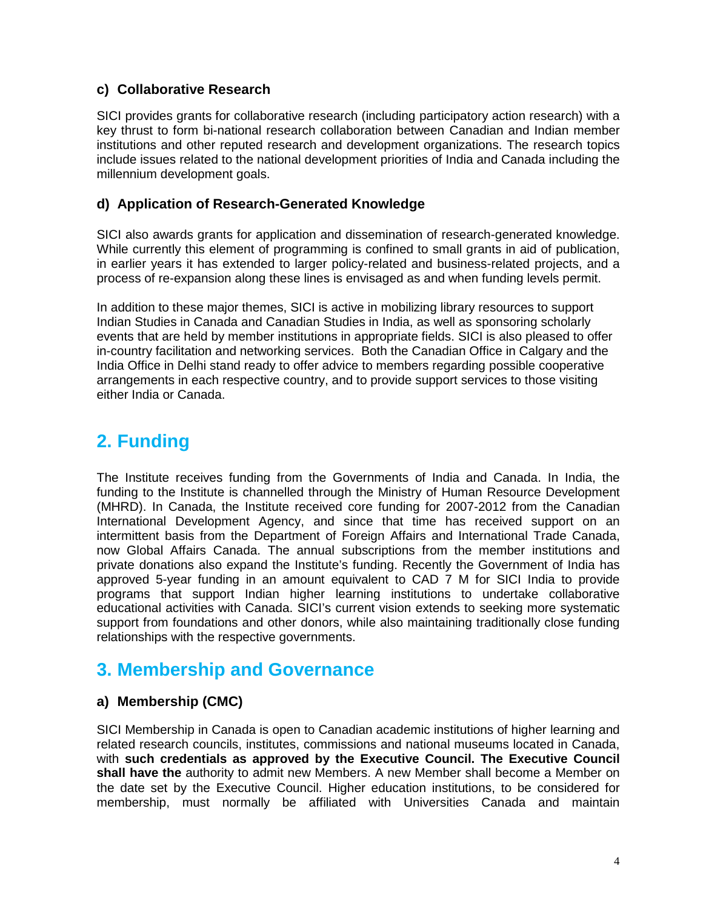### c) Collaborative Research

SICI provides grants for collaborative research (including participatory action research) with a key thrust to form bi-national research collaboration between Canadian and Indian member institutions and other reputed research and development organizations. The research topics include issues related to the national development priorities of India and Canada including the millennium development goals.

### d) Application of Research-Generated Knowledge

SICI also awards grants for application and dissemination of research-generated knowledge. While currently this element of programming is confined to small grants in aid of publication, in earlier years it has extended to larger policy-related and business-related projects, and a process of re-expansion along these lines is envisaged as and when funding levels permit.

In addition to these major themes, SICI is active in mobilizing library resources to support Indian Studies in Canada and Canadian Studies in India, as well as sponsoring scholarly events that are held by member institutions in appropriate fields. SICI is also pleased to offer in-country facilitation and networking services. Both the Canadian Office in Calgary and the India Office in Delhi stand ready to offer advice to members regarding possible cooperative arrangements in each respective country, and to provide support services to those visiting either India or Canada.

## 2. Funding

The Institute receives funding from the Governments of India and Canada. In India, the funding to the Institute is channelled through the Ministry of Human Resource Development (MHRD). In Canada, the Institute received core funding for 2007-2012 from the Canadian International Development Agency, and since that time has received support on an intermittent basis from the Department of Foreign Affairs and International Trade Canada, now Global Affairs Canada. The annual subscriptions from the member institutions and private donations also expand the Institute's funding. Recently the Government of India has approved 5-year funding in an amount equivalent to CAD 7 M for SICI India to provide programs that support Indian higher learning institutions to undertake collaborative educational activities with Canada. SICI's current vision extends to seeking more systematic support from foundations and other donors, while also maintaining traditionally close funding relationships with the respective governments.

## 3. Membership and Governance

### a) Membership (CMC)

SICI Membership in Canada is open to Canadian academic institutions of higher learning and related research councils, institutes, commissions and national museums located in Canada, with **such credentials as approved by the Executive Council. The Executive Council shall have the** authority to admit new Members. A new Member shall become a Member on the date set by the Executive Council. Higher education institutions, to be considered for membership, must normally be affiliated with Universities Canada and maintain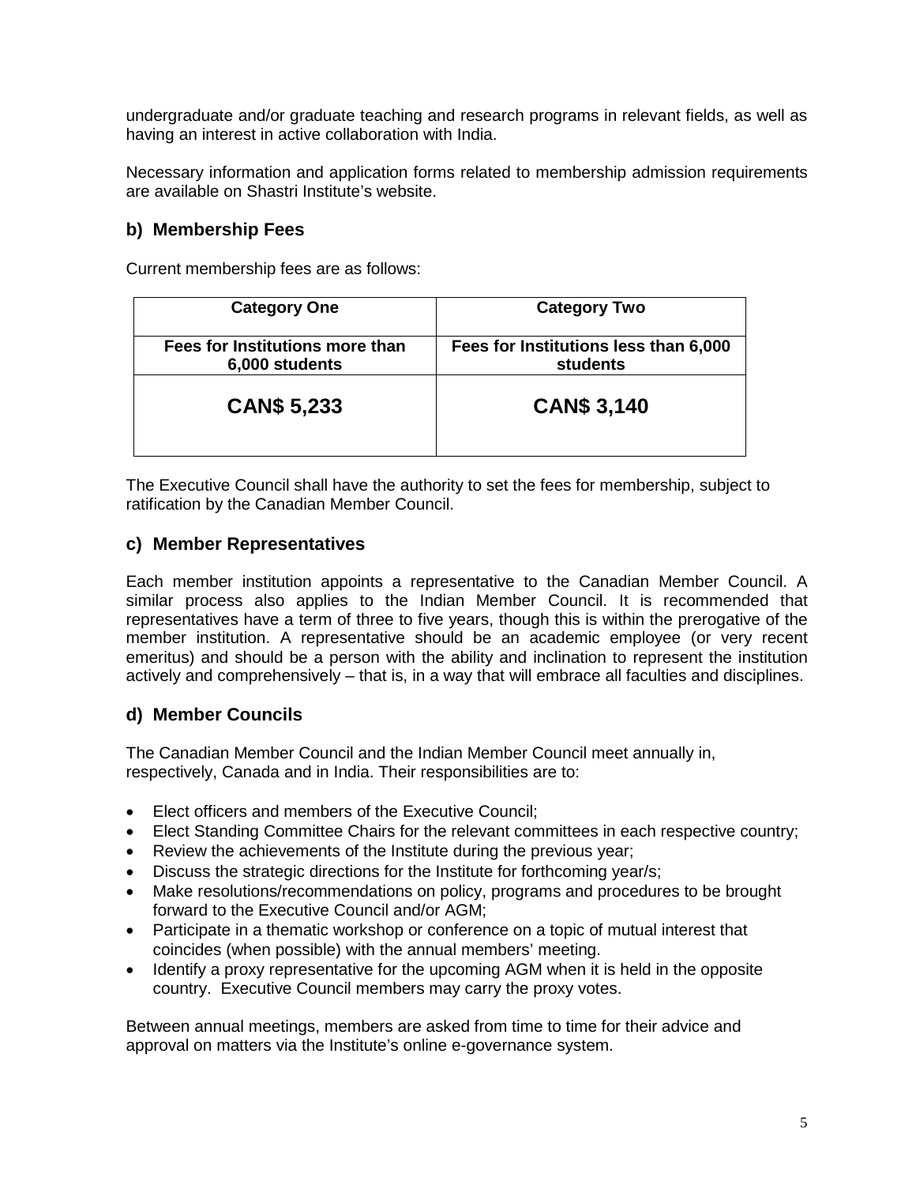undergraduate and/or graduate teaching and research programs in relevant fields, as well as having an interest in active collaboration with India.

Necessary information and application forms related to membership admission requirements are available on Shastri Institute's website.

### b) Membership Fees

Current membership fees are as follows:

| Category One | Category Two |
|---|---|
| **Fees for Institutions more than 6,000 students** | **Fees for Institutions less than 6,000 students** |
| **CAN$ 5,233** | **CAN$ 3,140** |

The Executive Council shall have the authority to set the fees for membership, subject to ratification by the Canadian Member Council.

### c) Member Representatives

Each member institution appoints a representative to the Canadian Member Council. A similar process also applies to the Indian Member Council. It is recommended that representatives have a term of three to five years, though this is within the prerogative of the member institution. A representative should be an academic employee (or very recent emeritus) and should be a person with the ability and inclination to represent the institution actively and comprehensively – that is, in a way that will embrace all faculties and disciplines.

### d) Member Councils

The Canadian Member Council and the Indian Member Council meet annually in, respectively, Canada and in India. Their responsibilities are to:

- Elect officers and members of the Executive Council;
- Elect Standing Committee Chairs for the relevant committees in each respective country;
- Review the achievements of the Institute during the previous year;
- Discuss the strategic directions for the Institute for forthcoming year/s;
- Make resolutions/recommendations on policy, programs and procedures to be brought forward to the Executive Council and/or AGM;
- Participate in a thematic workshop or conference on a topic of mutual interest that coincides (when possible) with the annual members' meeting.
- Identify a proxy representative for the upcoming AGM when it is held in the opposite country. Executive Council members may carry the proxy votes.

Between annual meetings, members are asked from time to time for their advice and approval on matters via the Institute's online e-governance system.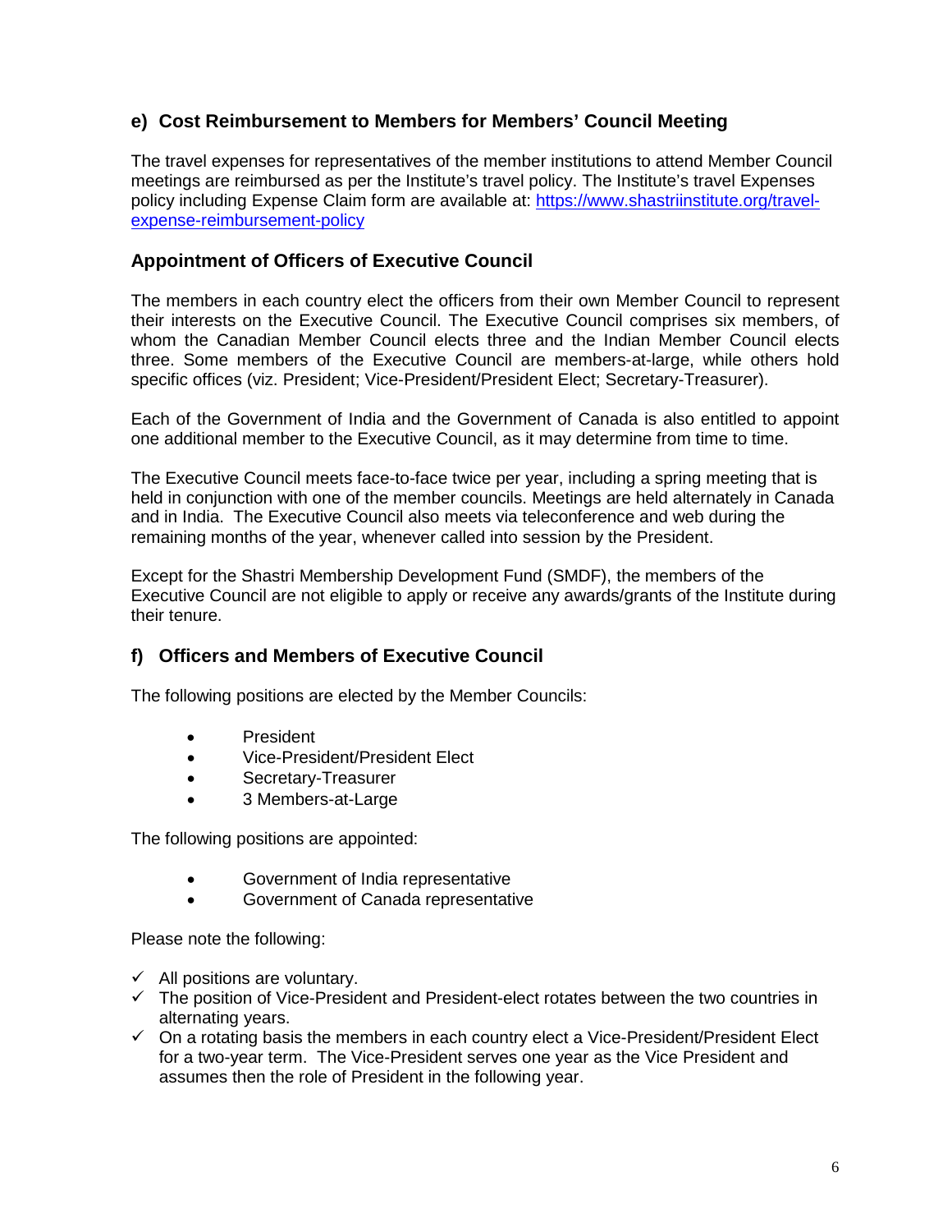## e) Cost Reimbursement to Members for Members' Council Meeting

The travel expenses for representatives of the member institutions to attend Member Council meetings are reimbursed as per the Institute's travel policy. The Institute's travel Expenses policy including Expense Claim form are available at: [https://www.shastriinstitute.org/travel-expense-reimbursement-policy](https://www.shastriinstitute.org/travel-expense-reimbursement-policy)

### Appointment of Officers of Executive Council

The members in each country elect the officers from their own Member Council to represent their interests on the Executive Council. The Executive Council comprises six members, of whom the Canadian Member Council elects three and the Indian Member Council elects three. Some members of the Executive Council are members-at-large, while others hold specific offices (viz. President; Vice-President/President Elect; Secretary-Treasurer).

Each of the Government of India and the Government of Canada is also entitled to appoint one additional member to the Executive Council, as it may determine from time to time.

The Executive Council meets face-to-face twice per year, including a spring meeting that is held in conjunction with one of the member councils. Meetings are held alternately in Canada and in India. The Executive Council also meets via teleconference and web during the remaining months of the year, whenever called into session by the President.

Except for the Shastri Membership Development Fund (SMDF), the members of the Executive Council are not eligible to apply or receive any awards/grants of the Institute during their tenure.

## f) Officers and Members of Executive Council

The following positions are elected by the Member Councils:

- President
- Vice-President/President Elect
- Secretary-Treasurer
- 3 Members-at-Large

The following positions are appointed:

- Government of India representative
- Government of Canada representative

Please note the following:

- ✓ All positions are voluntary.
- ✓ The position of Vice-President and President-elect rotates between the two countries in alternating years.
- ✓ On a rotating basis the members in each country elect a Vice-President/President Elect for a two-year term. The Vice-President serves one year as the Vice President and assumes then the role of President in the following year.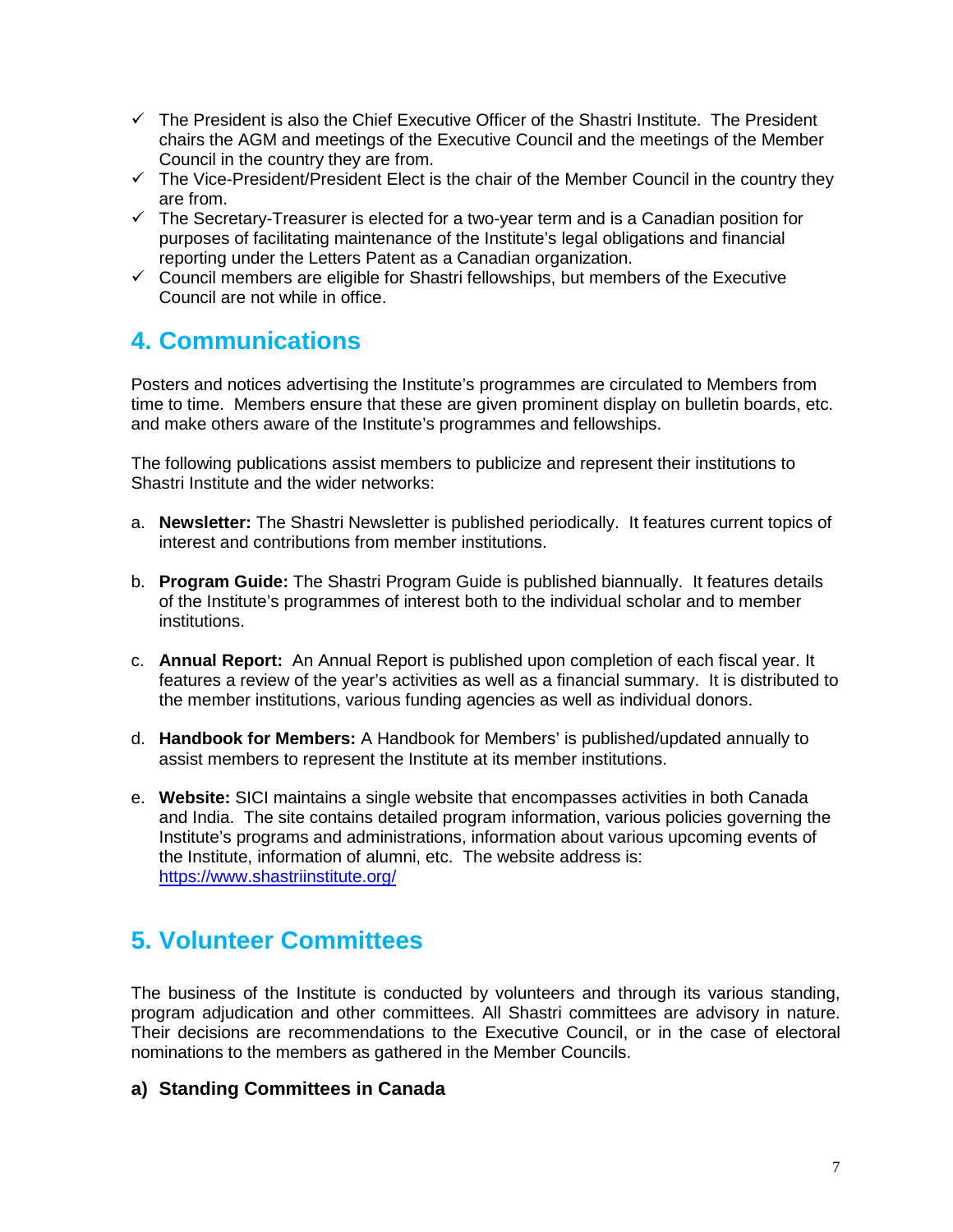- ✓ The President is also the Chief Executive Officer of the Shastri Institute. The President chairs the AGM and meetings of the Executive Council and the meetings of the Member Council in the country they are from.
- ✓ The Vice-President/President Elect is the chair of the Member Council in the country they are from.
- ✓ The Secretary-Treasurer is elected for a two-year term and is a Canadian position for purposes of facilitating maintenance of the Institute's legal obligations and financial reporting under the Letters Patent as a Canadian organization.
- ✓ Council members are eligible for Shastri fellowships, but members of the Executive Council are not while in office.

## 4. Communications

Posters and notices advertising the Institute's programmes are circulated to Members from time to time. Members ensure that these are given prominent display on bulletin boards, etc. and make others aware of the Institute's programmes and fellowships.

The following publications assist members to publicize and represent their institutions to Shastri Institute and the wider networks:

a. **Newsletter:** The Shastri Newsletter is published periodically. It features current topics of interest and contributions from member institutions.

b. **Program Guide:** The Shastri Program Guide is published biannually. It features details of the Institute's programmes of interest both to the individual scholar and to member institutions.

c. **Annual Report:** An Annual Report is published upon completion of each fiscal year. It features a review of the year's activities as well as a financial summary. It is distributed to the member institutions, various funding agencies as well as individual donors.

d. **Handbook for Members:** A Handbook for Members' is published/updated annually to assist members to represent the Institute at its member institutions.

e. **Website:** SICI maintains a single website that encompasses activities in both Canada and India. The site contains detailed program information, various policies governing the Institute's programs and administrations, information about various upcoming events of the Institute, information of alumni, etc. The website address is: https://www.shastriinstitute.org/

## 5. Volunteer Committees

The business of the Institute is conducted by volunteers and through its various standing, program adjudication and other committees. All Shastri committees are advisory in nature. Their decisions are recommendations to the Executive Council, or in the case of electoral nominations to the members as gathered in the Member Councils.

### a) Standing Committees in Canada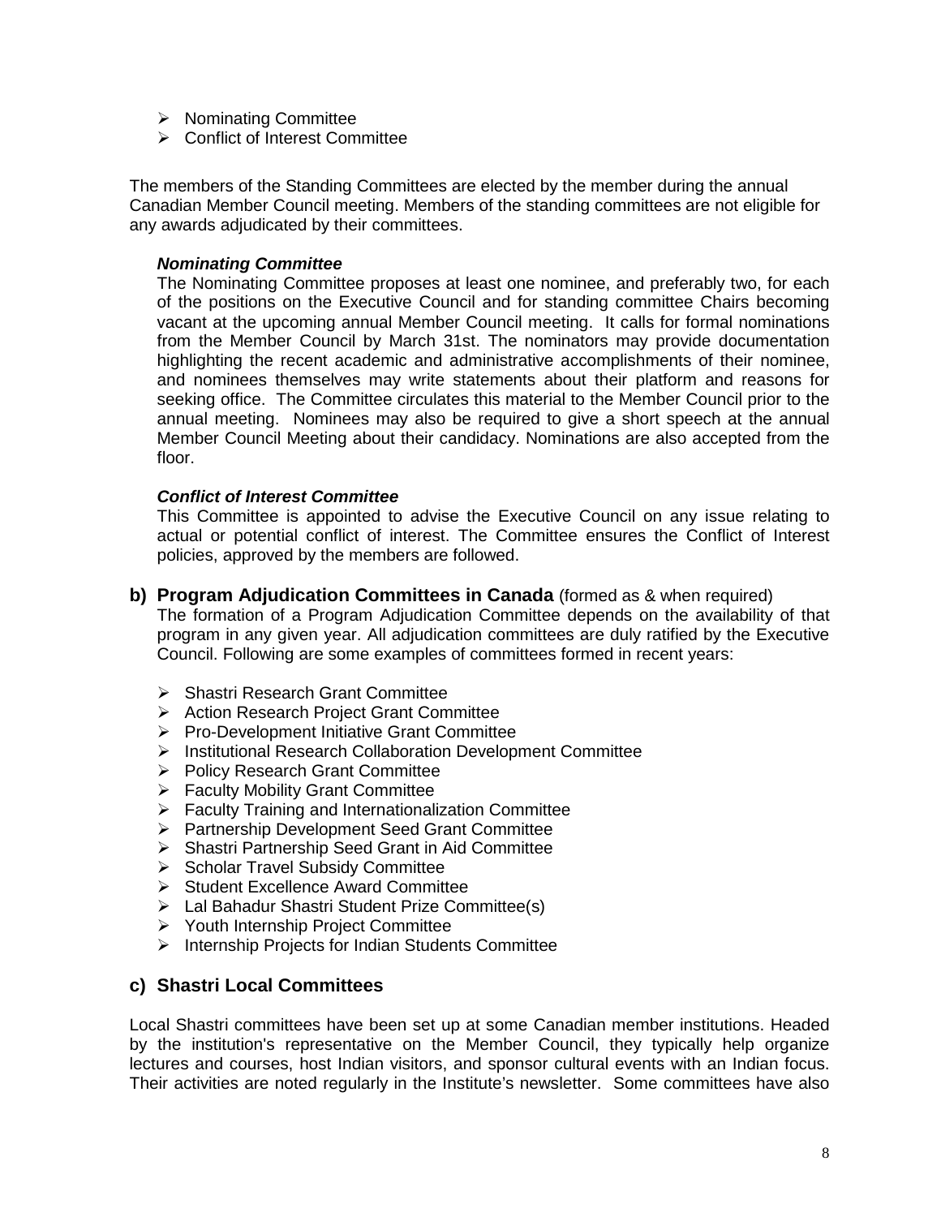- Nominating Committee
- Conflict of Interest Committee

The members of the Standing Committees are elected by the member during the annual Canadian Member Council meeting. Members of the standing committees are not eligible for any awards adjudicated by their committees.

***Nominating Committee***

The Nominating Committee proposes at least one nominee, and preferably two, for each of the positions on the Executive Council and for standing committee Chairs becoming vacant at the upcoming annual Member Council meeting. It calls for formal nominations from the Member Council by March 31st. The nominators may provide documentation highlighting the recent academic and administrative accomplishments of their nominee, and nominees themselves may write statements about their platform and reasons for seeking office. The Committee circulates this material to the Member Council prior to the annual meeting. Nominees may also be required to give a short speech at the annual Member Council Meeting about their candidacy. Nominations are also accepted from the floor.

***Conflict of Interest Committee***

This Committee is appointed to advise the Executive Council on any issue relating to actual or potential conflict of interest. The Committee ensures the Conflict of Interest policies, approved by the members are followed.

## b) Program Adjudication Committees in Canada (formed as & when required)

The formation of a Program Adjudication Committee depends on the availability of that program in any given year. All adjudication committees are duly ratified by the Executive Council. Following are some examples of committees formed in recent years:

- Shastri Research Grant Committee
- Action Research Project Grant Committee
- Pro-Development Initiative Grant Committee
- Institutional Research Collaboration Development Committee
- Policy Research Grant Committee
- Faculty Mobility Grant Committee
- Faculty Training and Internationalization Committee
- Partnership Development Seed Grant Committee
- Shastri Partnership Seed Grant in Aid Committee
- Scholar Travel Subsidy Committee
- Student Excellence Award Committee
- Lal Bahadur Shastri Student Prize Committee(s)
- Youth Internship Project Committee
- Internship Projects for Indian Students Committee

## c) Shastri Local Committees

Local Shastri committees have been set up at some Canadian member institutions. Headed by the institution's representative on the Member Council, they typically help organize lectures and courses, host Indian visitors, and sponsor cultural events with an Indian focus. Their activities are noted regularly in the Institute's newsletter. Some committees have also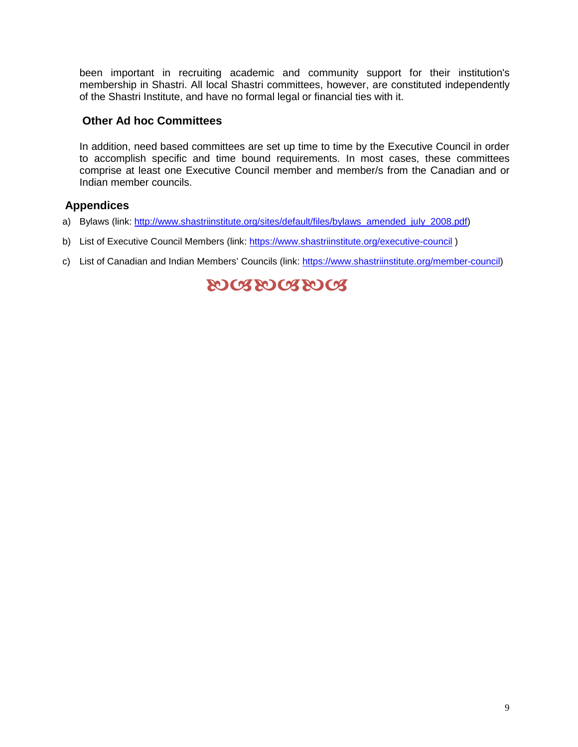been important in recruiting academic and community support for their institution's membership in Shastri. All local Shastri committees, however, are constituted independently of the Shastri Institute, and have no formal legal or financial ties with it.

### Other Ad hoc Committees

In addition, need based committees are set up time to time by the Executive Council in order to accomplish specific and time bound requirements. In most cases, these committees comprise at least one Executive Council member and member/s from the Canadian and or Indian member councils.

## Appendices

a) Bylaws (link: http://www.shastriinstitute.org/sites/default/files/bylaws_amended_july_2008.pdf)

b) List of Executive Council Members (link: https://www.shastriinstitute.org/executive-council )

c) List of Canadian and Indian Members' Councils (link: https://www.shastriinstitute.org/member-council)